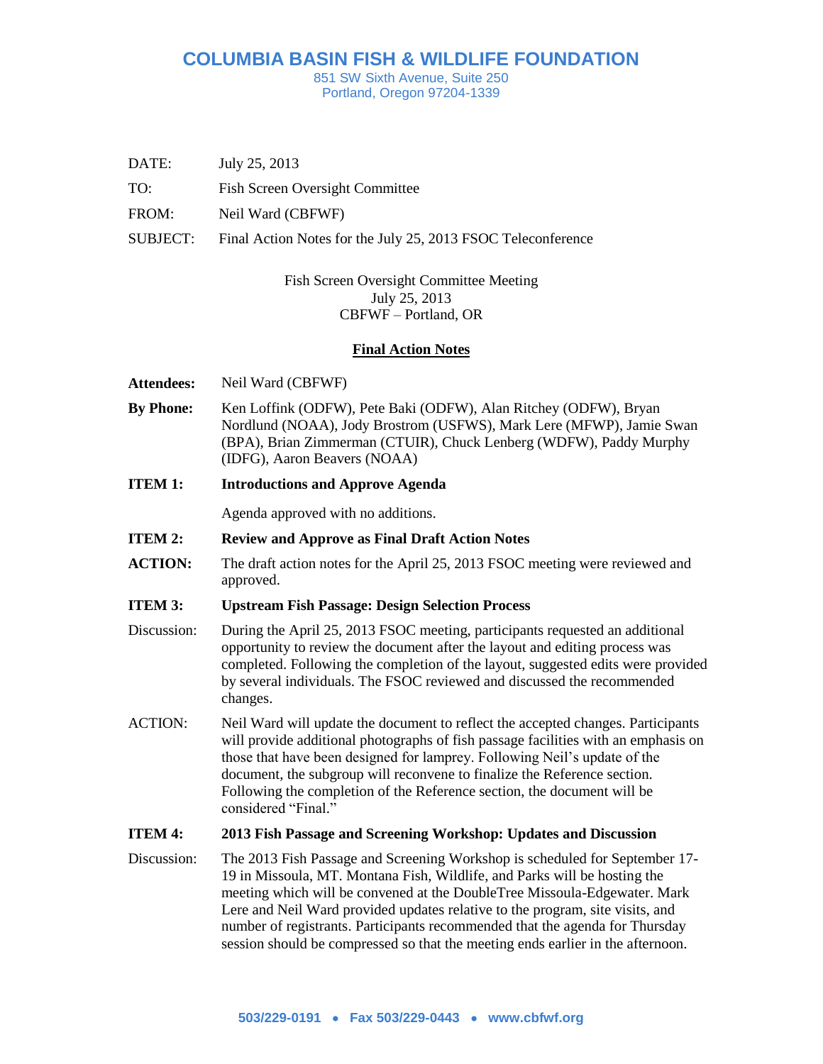# COLUMBIA BASIN FISH & WILDLIFE FOUNDATION

851 SW Sixth Avenue, Suite 250
Portland, Oregon 97204-1339

DATE: July 25, 2013

TO: Fish Screen Oversight Committee

FROM: Neil Ward (CBFWF)

SUBJECT: Final Action Notes for the July 25, 2013 FSOC Teleconference

Fish Screen Oversight Committee Meeting
July 25, 2013
CBFWF – Portland, OR

## Final Action Notes

**Attendees:** Neil Ward (CBFWF)

**By Phone:** Ken Loffink (ODFW), Pete Baki (ODFW), Alan Ritchey (ODFW), Bryan Nordlund (NOAA), Jody Brostrom (USFWS), Mark Lere (MFWP), Jamie Swan (BPA), Brian Zimmerman (CTUIR), Chuck Lenberg (WDFW), Paddy Murphy (IDFG), Aaron Beavers (NOAA)

**ITEM 1: Introductions and Approve Agenda**

Agenda approved with no additions.

**ITEM 2: Review and Approve as Final Draft Action Notes**

**ACTION:** The draft action notes for the April 25, 2013 FSOC meeting were reviewed and approved.

**ITEM 3: Upstream Fish Passage: Design Selection Process**

Discussion: During the April 25, 2013 FSOC meeting, participants requested an additional opportunity to review the document after the layout and editing process was completed. Following the completion of the layout, suggested edits were provided by several individuals. The FSOC reviewed and discussed the recommended changes.

ACTION: Neil Ward will update the document to reflect the accepted changes. Participants will provide additional photographs of fish passage facilities with an emphasis on those that have been designed for lamprey. Following Neil's update of the document, the subgroup will reconvene to finalize the Reference section. Following the completion of the Reference section, the document will be considered "Final."

**ITEM 4: 2013 Fish Passage and Screening Workshop: Updates and Discussion**

Discussion: The 2013 Fish Passage and Screening Workshop is scheduled for September 17-19 in Missoula, MT. Montana Fish, Wildlife, and Parks will be hosting the meeting which will be convened at the DoubleTree Missoula-Edgewater. Mark Lere and Neil Ward provided updates relative to the program, site visits, and number of registrants. Participants recommended that the agenda for Thursday session should be compressed so that the meeting ends earlier in the afternoon.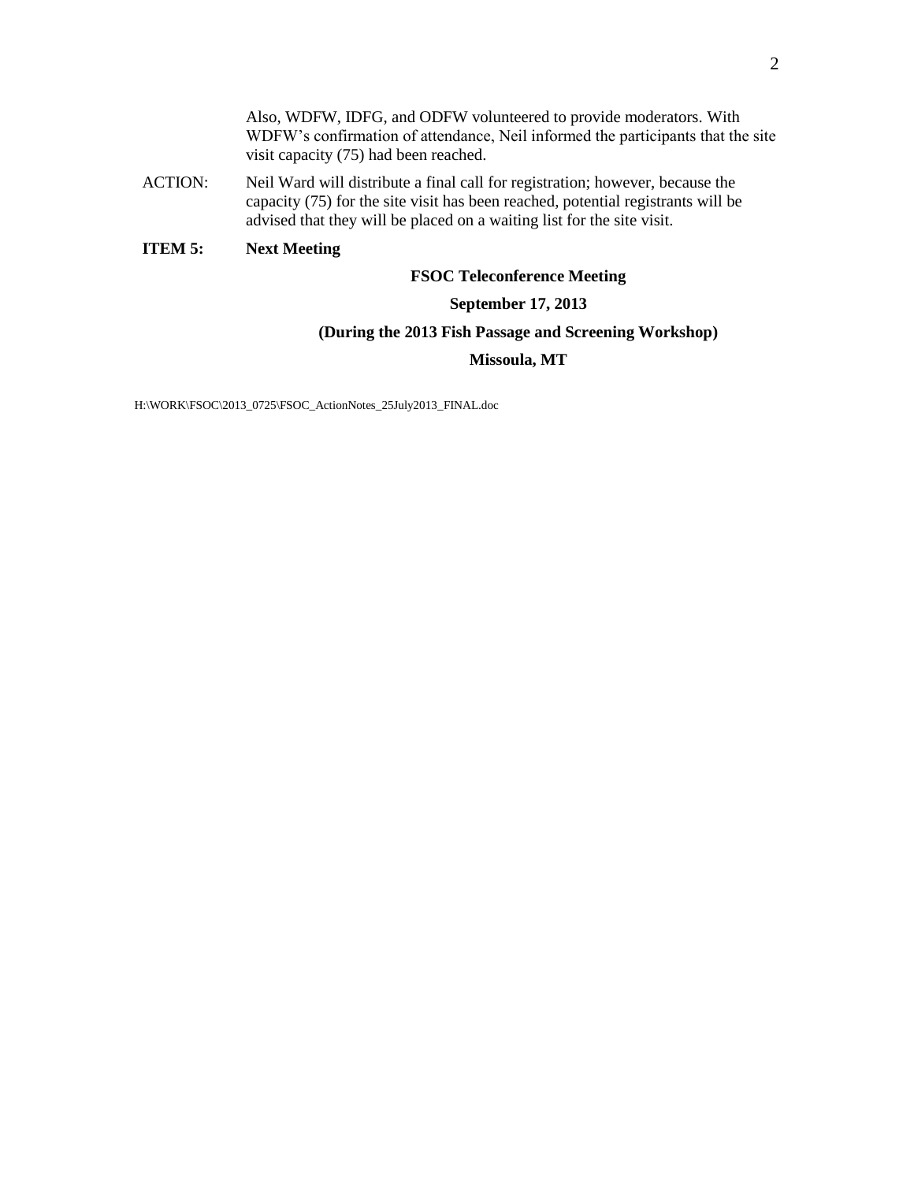Also, WDFW, IDFG, and ODFW volunteered to provide moderators. With WDFW's confirmation of attendance, Neil informed the participants that the site visit capacity (75) had been reached.

ACTION: Neil Ward will distribute a final call for registration; however, because the capacity (75) for the site visit has been reached, potential registrants will be advised that they will be placed on a waiting list for the site visit.

**ITEM 5: Next Meeting**

**FSOC Teleconference Meeting**

**September 17, 2013**

**(During the 2013 Fish Passage and Screening Workshop)**

**Missoula, MT**

H:\WORK\FSOC\2013_0725\FSOC_ActionNotes_25July2013_FINAL.doc